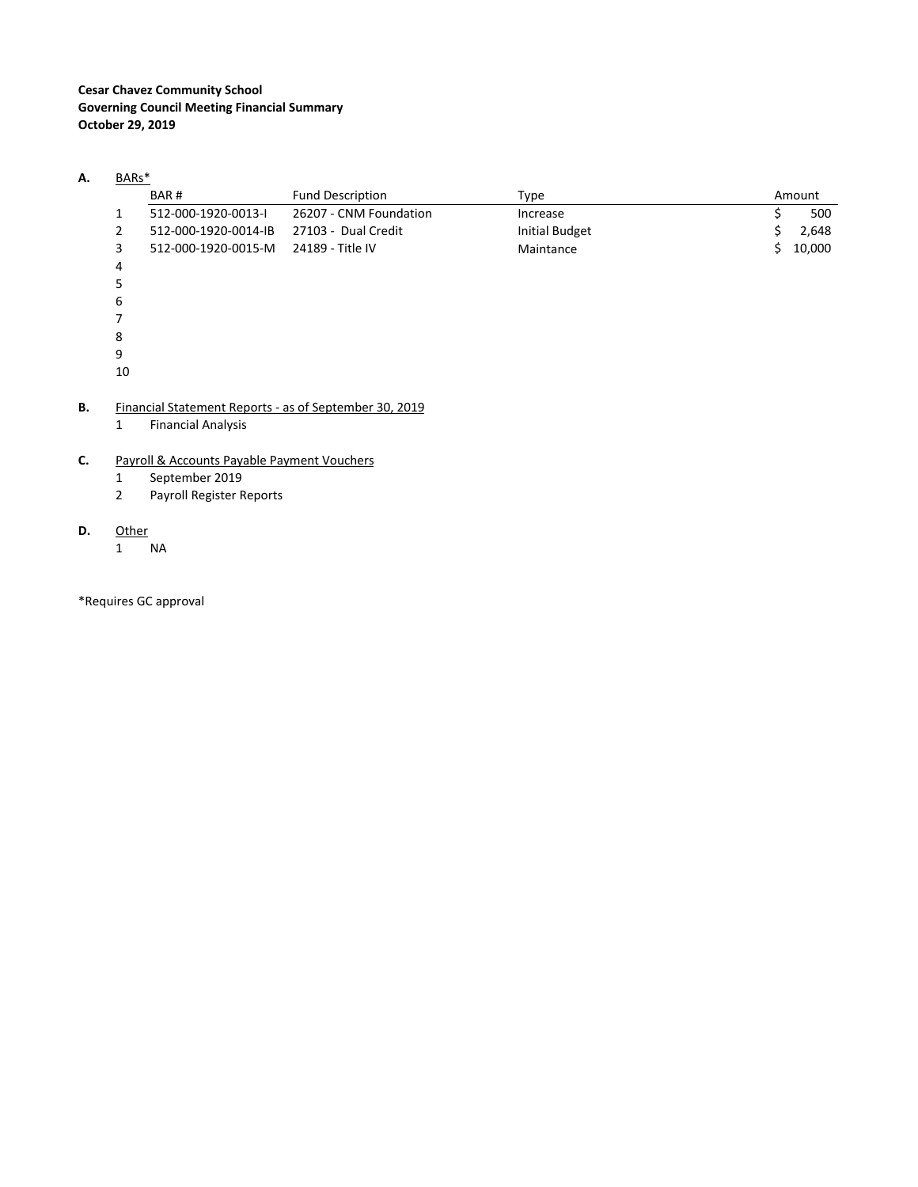**Cesar Chavez Community School**
**Governing Council Meeting Financial Summary**
**October 29, 2019**

**A.** BARs*

| | BAR # | Fund Description | Type | Amount |
|---|---|---|---|---|
| 1 | 512-000-1920-0013-I | 26207 - CNM Foundation | Increase | $ 500 |
| 2 | 512-000-1920-0014-IB | 27103 - Dual Credit | Initial Budget | $ 2,648 |
| 3 | 512-000-1920-0015-M | 24189 - Title IV | Maintance | $ 10,000 |
| 4 | | | | |
| 5 | | | | |
| 6 | | | | |
| 7 | | | | |
| 8 | | | | |
| 9 | | | | |
| 10 | | | | |

**B.** Financial Statement Reports - as of September 30, 2019

1. Financial Analysis

**C.** Payroll & Accounts Payable Payment Vouchers

1. September 2019
2. Payroll Register Reports

**D.** Other

1. NA

*Requires GC approval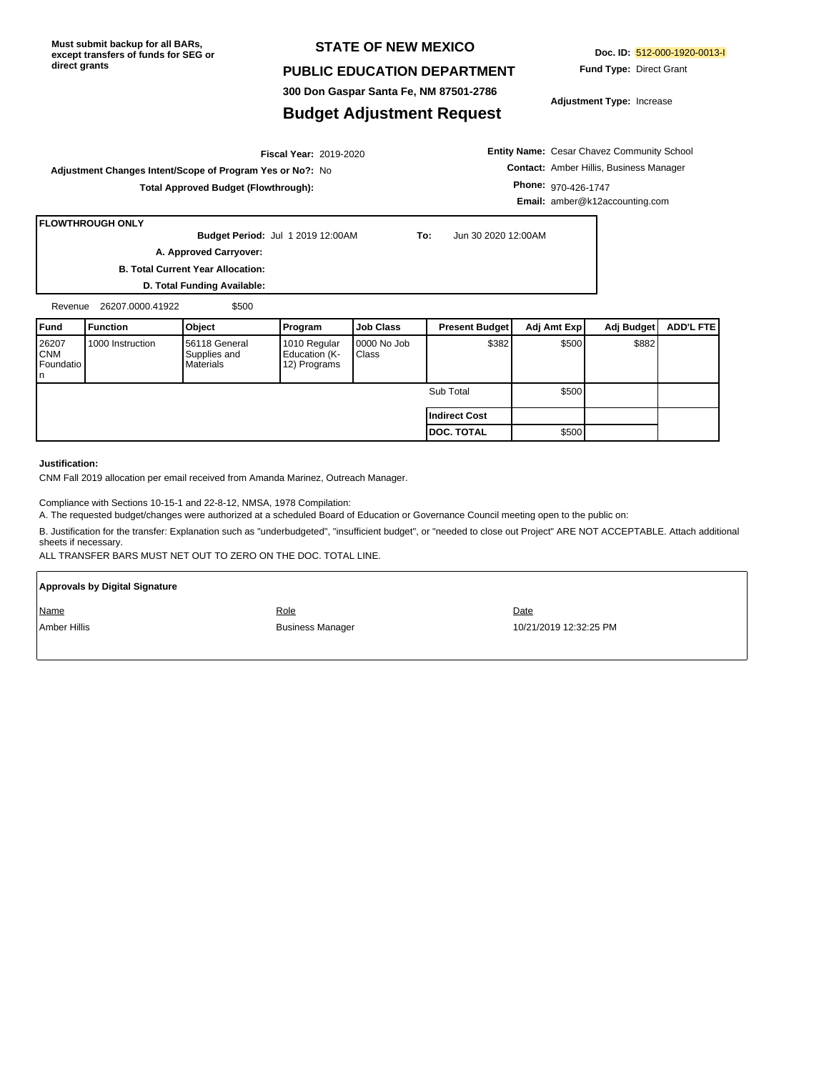**Must submit backup for all BARs, except transfers of funds for SEG or direct grants**

## STATE OF NEW MEXICO

## PUBLIC EDUCATION DEPARTMENT

**300 Don Gaspar Santa Fe, NM 87501-2786**

# Budget Adjustment Request

**Doc. ID:** 512-000-1920-0013-I

**Fund Type:** Direct Grant

**Adjustment Type:** Increase

**Fiscal Year:** 2019-2020

**Adjustment Changes Intent/Scope of Program Yes or No?:** No

**Total Approved Budget (Flowthrough):**

**Entity Name:** Cesar Chavez Community School

**Contact:** Amber Hillis, Business Manager

**Phone:** 970-426-1747

**Email:** amber@k12accounting.com

**FLOWTHROUGH ONLY**

**Budget Period:** Jul 1 2019 12:00AM **To:** Jun 30 2020 12:00AM

**A. Approved Carryover:**

**B. Total Current Year Allocation:**

**D. Total Funding Available:**

Revenue 26207.0000.41922 $500

| Fund | Function | Object | Program | Job Class | Present Budget | Adj Amt Exp | Adj Budget | ADD'L FTE |
|---|---|---|---|---|---|---|---|---|
| 26207 CNM Foundation | 1000 Instruction | 56118 General Supplies and Materials | 1010 Regular Education (K-12) Programs | 0000 No Job Class | $382 | $500 | $882 | |
| | | | | | Sub Total | $500 | | |
| | | | | | **Indirect Cost** | | | |
| | | | | | **DOC. TOTAL** | $500 | | |

**Justification:**

CNM Fall 2019 allocation per email received from Amanda Marinez, Outreach Manager.

Compliance with Sections 10-15-1 and 22-8-12, NMSA, 1978 Compilation:

A. The requested budget/changes were authorized at a scheduled Board of Education or Governance Council meeting open to the public on:

B. Justification for the transfer: Explanation such as "underbudgeted", "insufficient budget", or "needed to close out Project" ARE NOT ACCEPTABLE. Attach additional sheets if necessary.

ALL TRANSFER BARS MUST NET OUT TO ZERO ON THE DOC. TOTAL LINE.

**Approvals by Digital Signature**

| Name | Role | Date |
|---|---|---|
| Amber Hillis | Business Manager | 10/21/2019 12:32:25 PM |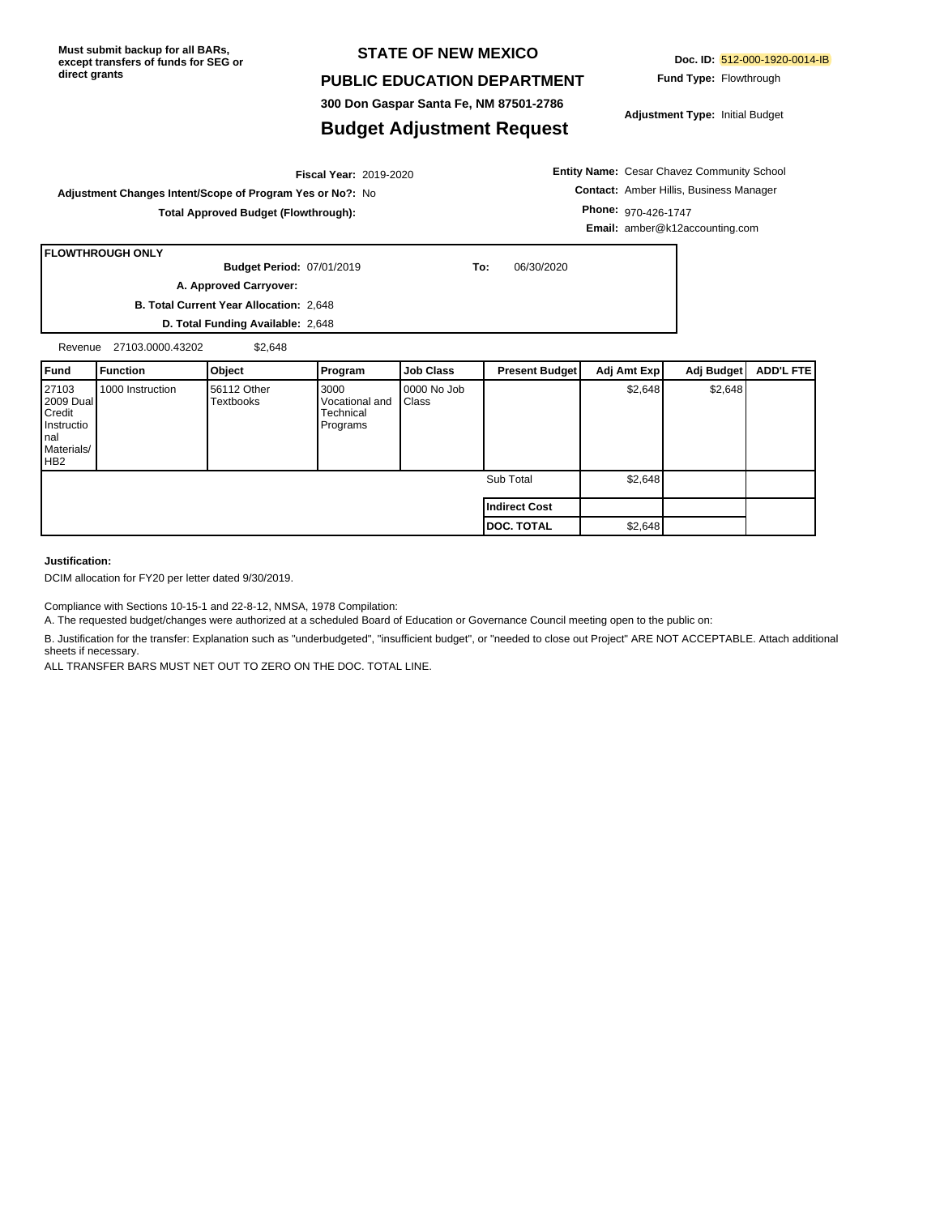**Must submit backup for all BARs, except transfers of funds for SEG or direct grants**

# STATE OF NEW MEXICO

## PUBLIC EDUCATION DEPARTMENT

**300 Don Gaspar Santa Fe, NM 87501-2786**

## Budget Adjustment Request

**Doc. ID:** 512-000-1920-0014-IB

**Fund Type:** Flowthrough

**Adjustment Type:** Initial Budget

**Fiscal Year:** 2019-2020

**Adjustment Changes Intent/Scope of Program Yes or No?:** No

**Total Approved Budget (Flowthrough):**

**Entity Name:** Cesar Chavez Community School

**Contact:** Amber Hillis, Business Manager

**Phone:** 970-426-1747

**Email:** amber@k12accounting.com

**FLOWTHROUGH ONLY**

**Budget Period:** 07/01/2019 **To:** 06/30/2020

**A. Approved Carryover:**

**B. Total Current Year Allocation:** 2,648

**D. Total Funding Available:** 2,648

Revenue 27103.0000.43202 $2,648

| Fund | Function | Object | Program | Job Class | Present Budget | Adj Amt Exp | Adj Budget | ADD'L FTE |
|---|---|---|---|---|---|---|---|---|
| 27103 2009 Dual Credit Instructional Materials/ HB2 | 1000 Instruction | 56112 Other Textbooks | 3000 Vocational and Technical Programs | 0000 No Job Class | | $2,648 | $2,648 | |
| | | | | | Sub Total | $2,648 | | |
| | | | | | **Indirect Cost** | | | |
| | | | | | **DOC. TOTAL** | $2,648 | | |

**Justification:**

DCIM allocation for FY20 per letter dated 9/30/2019.

Compliance with Sections 10-15-1 and 22-8-12, NMSA, 1978 Compilation:

A. The requested budget/changes were authorized at a scheduled Board of Education or Governance Council meeting open to the public on:

B. Justification for the transfer: Explanation such as "underbudgeted", "insufficient budget", or "needed to close out Project" ARE NOT ACCEPTABLE. Attach additional sheets if necessary.

ALL TRANSFER BARS MUST NET OUT TO ZERO ON THE DOC. TOTAL LINE.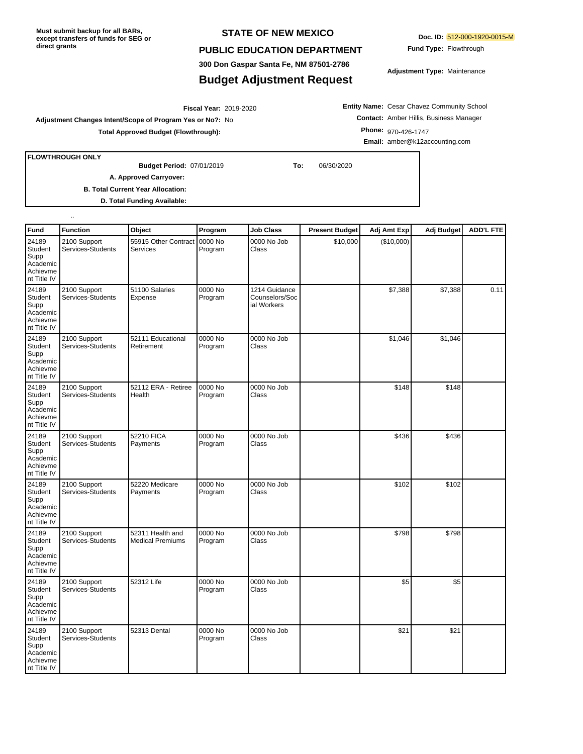Must submit backup for all BARs, except transfers of funds for SEG or direct grants

**STATE OF NEW MEXICO**

**PUBLIC EDUCATION DEPARTMENT**

**300 Don Gaspar Santa Fe, NM 87501-2786**

# Budget Adjustment Request

**Doc. ID:** 512-000-1920-0015-M

**Fund Type:** Flowthrough

**Adjustment Type:** Maintenance

**Fiscal Year:** 2019-2020

**Adjustment Changes Intent/Scope of Program Yes or No?:** No

**Total Approved Budget (Flowthrough):**

**Entity Name:** Cesar Chavez Community School

**Contact:** Amber Hillis, Business Manager

**Phone:** 970-426-1747

**Email:** amber@k12accounting.com

**FLOWTHROUGH ONLY**

**Budget Period:** 07/01/2019 **To:** 06/30/2020

**A. Approved Carryover:**

**B. Total Current Year Allocation:**

**D. Total Funding Available:**

..

| Fund | Function | Object | Program | Job Class | Present Budget | Adj Amt Exp | Adj Budget | ADD'L FTE |
|---|---|---|---|---|---|---|---|---|
| 24189 Student Supp Academic Achievement Title IV | 2100 Support Services-Students | 55915 Other Contract Services | 0000 No Program | 0000 No Job Class | $10,000 | ($10,000) | | |
| 24189 Student Supp Academic Achievement Title IV | 2100 Support Services-Students | 51100 Salaries Expense | 0000 No Program | 1214 Guidance Counselors/Social Workers | | $7,388 | $7,388 | 0.11 |
| 24189 Student Supp Academic Achievement Title IV | 2100 Support Services-Students | 52111 Educational Retirement | 0000 No Program | 0000 No Job Class | | $1,046 | $1,046 | |
| 24189 Student Supp Academic Achievement Title IV | 2100 Support Services-Students | 52112 ERA - Retiree Health | 0000 No Program | 0000 No Job Class | | $148 | $148 | |
| 24189 Student Supp Academic Achievement Title IV | 2100 Support Services-Students | 52210 FICA Payments | 0000 No Program | 0000 No Job Class | | $436 | $436 | |
| 24189 Student Supp Academic Achievement Title IV | 2100 Support Services-Students | 52220 Medicare Payments | 0000 No Program | 0000 No Job Class | | $102 | $102 | |
| 24189 Student Supp Academic Achievement Title IV | 2100 Support Services-Students | 52311 Health and Medical Premiums | 0000 No Program | 0000 No Job Class | | $798 | $798 | |
| 24189 Student Supp Academic Achievement Title IV | 2100 Support Services-Students | 52312 Life | 0000 No Program | 0000 No Job Class | | $5 | $5 | |
| 24189 Student Supp Academic Achievement Title IV | 2100 Support Services-Students | 52313 Dental | 0000 No Program | 0000 No Job Class | | $21 | $21 | |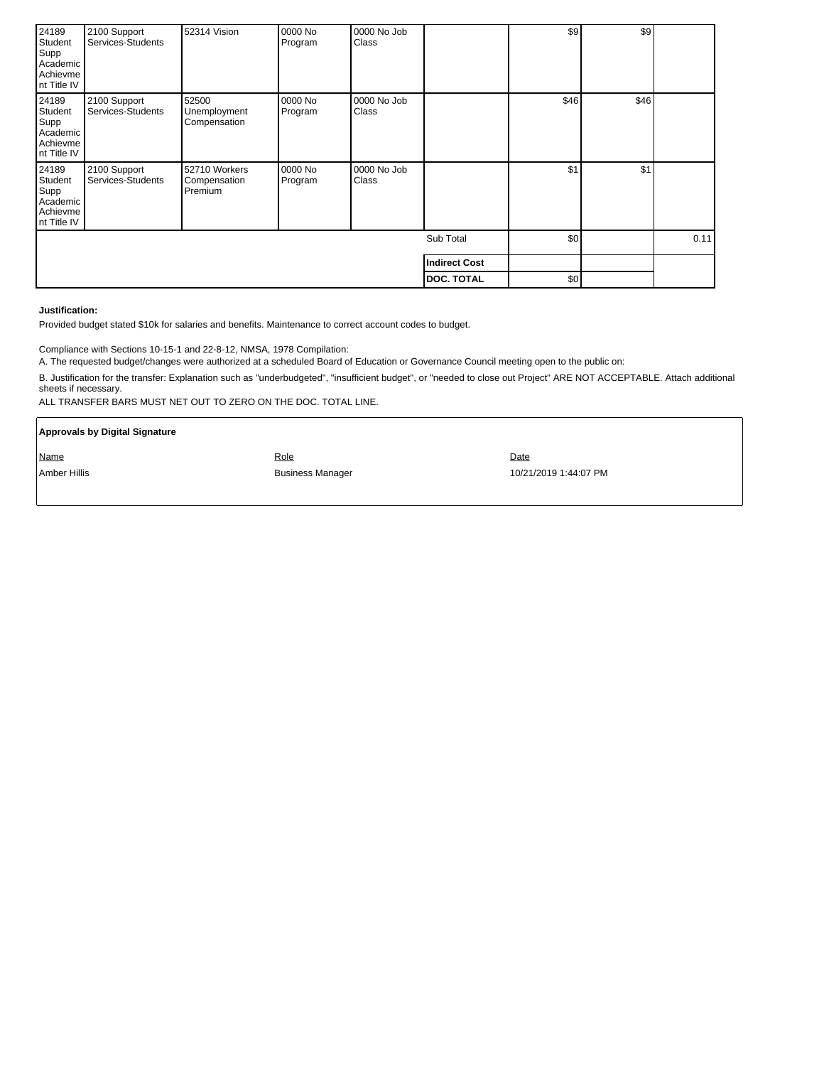| | | | | | | | | |
|---|---|---|---|---|---|---|---|---|
| 24189 Student Supp Academic Achievement Title IV | 2100 Support Services-Students | 52314 Vision | 0000 No Program | 0000 No Job Class | | $9 | $9 | |
| 24189 Student Supp Academic Achievement Title IV | 2100 Support Services-Students | 52500 Unemployment Compensation | 0000 No Program | 0000 No Job Class | | $46 | $46 | |
| 24189 Student Supp Academic Achievement Title IV | 2100 Support Services-Students | 52710 Workers Compensation Premium | 0000 No Program | 0000 No Job Class | | $1 | $1 | |
| | | | | | Sub Total | $0 | | 0.11 |
| | | | | | **Indirect Cost** | | | |
| | | | | | **DOC. TOTAL** | $0 | | |

**Justification:**

Provided budget stated $10k for salaries and benefits. Maintenance to correct account codes to budget.

Compliance with Sections 10-15-1 and 22-8-12, NMSA, 1978 Compilation:

A. The requested budget/changes were authorized at a scheduled Board of Education or Governance Council meeting open to the public on:

B. Justification for the transfer: Explanation such as "underbudgeted", "insufficient budget", or "needed to close out Project" ARE NOT ACCEPTABLE. Attach additional sheets if necessary.

ALL TRANSFER BARS MUST NET OUT TO ZERO ON THE DOC. TOTAL LINE.

**Approvals by Digital Signature**

| Name | Role | Date |
|---|---|---|
| Amber Hillis | Business Manager | 10/21/2019 1:44:07 PM |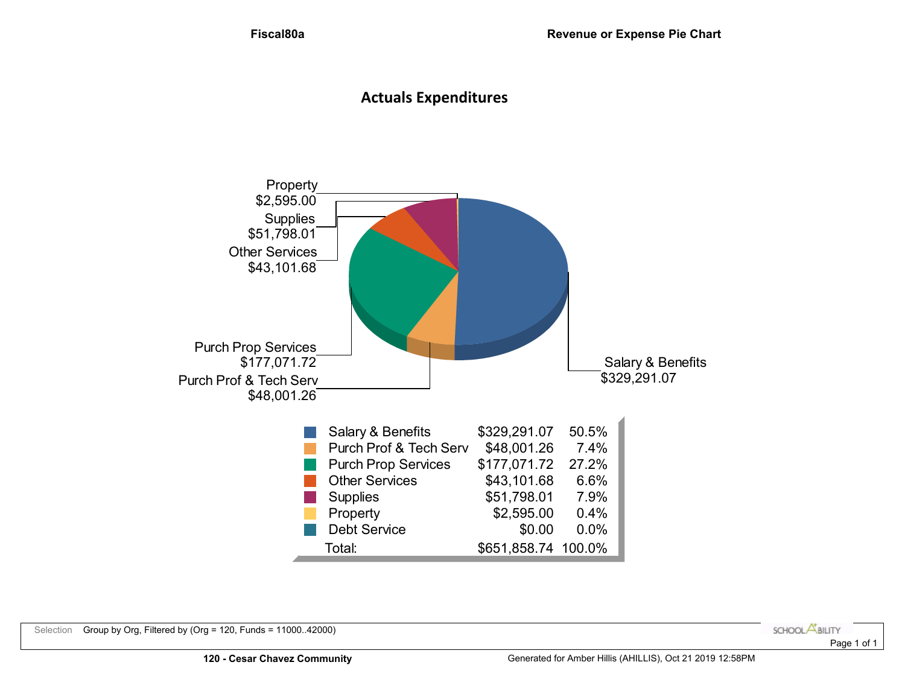**Fiscal80a** **Revenue or Expense Pie Chart**

# Actuals Expenditures

Property
$2,595.00

Supplies
$51,798.01

Other Services
$43,101.68

Purch Prop Services
$177,071.72

Purch Prof & Tech Serv
$48,001.26

Salary & Benefits
$329,291.07

| Category | Amount | Percent |
|---|---|---|
| Salary & Benefits | $329,291.07 | 50.5% |
| Purch Prof & Tech Serv | $48,001.26 | 7.4% |
| Purch Prop Services | $177,071.72 | 27.2% |
| Other Services | $43,101.68 | 6.6% |
| Supplies | $51,798.01 | 7.9% |
| Property | $2,595.00 | 0.4% |
| Debt Service | $0.00 | 0.0% |
| Total: | $651,858.74 | 100.0% |

Selection Group by Org, Filtered by (Org = 120, Funds = 11000..42000)

**120 - Cesar Chavez Community**

Generated for Amber Hillis (AHILLIS), Oct 21 2019 12:58PM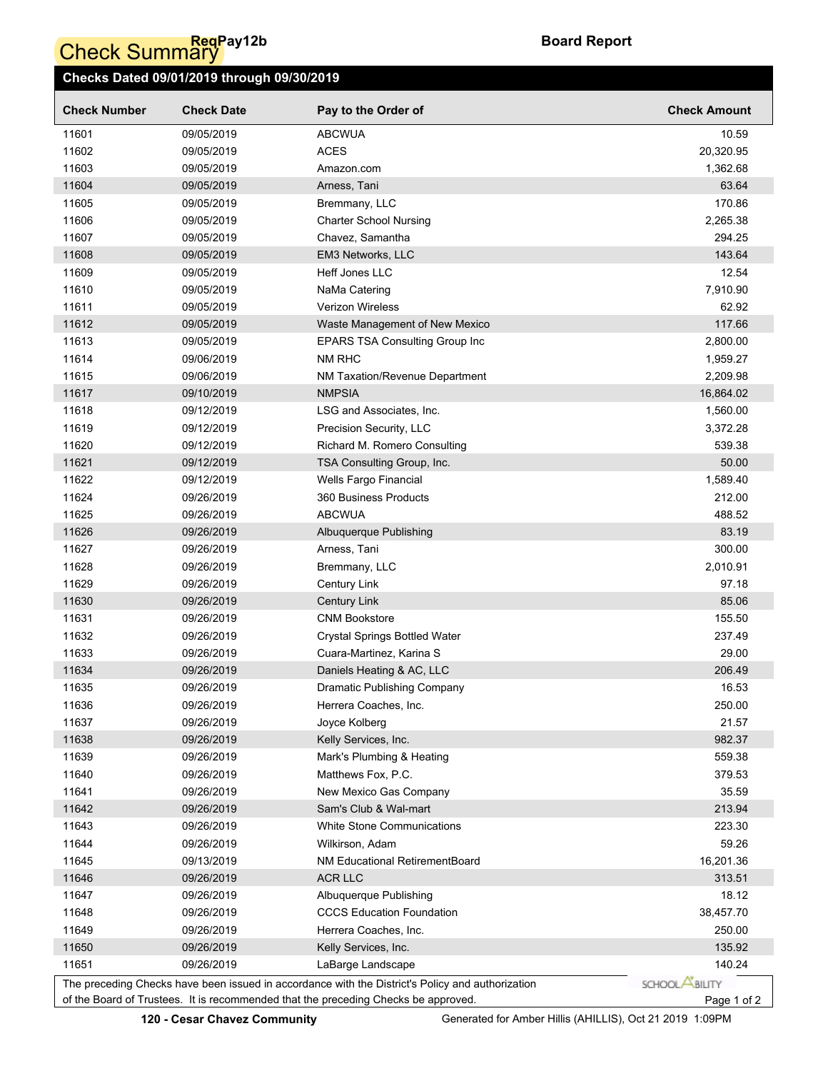# Check Summary

ReqPay12b

**Board Report**

**Checks Dated 09/01/2019 through 09/30/2019**

| Check Number | Check Date | Pay to the Order of | Check Amount |
|---|---|---|---|
| 11601 | 09/05/2019 | ABCWUA | 10.59 |
| 11602 | 09/05/2019 | ACES | 20,320.95 |
| 11603 | 09/05/2019 | Amazon.com | 1,362.68 |
| 11604 | 09/05/2019 | Arness, Tani | 63.64 |
| 11605 | 09/05/2019 | Bremmany, LLC | 170.86 |
| 11606 | 09/05/2019 | Charter School Nursing | 2,265.38 |
| 11607 | 09/05/2019 | Chavez, Samantha | 294.25 |
| 11608 | 09/05/2019 | EM3 Networks, LLC | 143.64 |
| 11609 | 09/05/2019 | Heff Jones LLC | 12.54 |
| 11610 | 09/05/2019 | NaMa Catering | 7,910.90 |
| 11611 | 09/05/2019 | Verizon Wireless | 62.92 |
| 11612 | 09/05/2019 | Waste Management of New Mexico | 117.66 |
| 11613 | 09/05/2019 | EPARS TSA Consulting Group Inc | 2,800.00 |
| 11614 | 09/06/2019 | NM RHC | 1,959.27 |
| 11615 | 09/06/2019 | NM Taxation/Revenue Department | 2,209.98 |
| 11617 | 09/10/2019 | NMPSIA | 16,864.02 |
| 11618 | 09/12/2019 | LSG and Associates, Inc. | 1,560.00 |
| 11619 | 09/12/2019 | Precision Security, LLC | 3,372.28 |
| 11620 | 09/12/2019 | Richard M. Romero Consulting | 539.38 |
| 11621 | 09/12/2019 | TSA Consulting Group, Inc. | 50.00 |
| 11622 | 09/12/2019 | Wells Fargo Financial | 1,589.40 |
| 11624 | 09/26/2019 | 360 Business Products | 212.00 |
| 11625 | 09/26/2019 | ABCWUA | 488.52 |
| 11626 | 09/26/2019 | Albuquerque Publishing | 83.19 |
| 11627 | 09/26/2019 | Arness, Tani | 300.00 |
| 11628 | 09/26/2019 | Bremmany, LLC | 2,010.91 |
| 11629 | 09/26/2019 | Century Link | 97.18 |
| 11630 | 09/26/2019 | Century Link | 85.06 |
| 11631 | 09/26/2019 | CNM Bookstore | 155.50 |
| 11632 | 09/26/2019 | Crystal Springs Bottled Water | 237.49 |
| 11633 | 09/26/2019 | Cuara-Martinez, Karina S | 29.00 |
| 11634 | 09/26/2019 | Daniels Heating & AC, LLC | 206.49 |
| 11635 | 09/26/2019 | Dramatic Publishing Company | 16.53 |
| 11636 | 09/26/2019 | Herrera Coaches, Inc. | 250.00 |
| 11637 | 09/26/2019 | Joyce Kolberg | 21.57 |
| 11638 | 09/26/2019 | Kelly Services, Inc. | 982.37 |
| 11639 | 09/26/2019 | Mark's Plumbing & Heating | 559.38 |
| 11640 | 09/26/2019 | Matthews Fox, P.C. | 379.53 |
| 11641 | 09/26/2019 | New Mexico Gas Company | 35.59 |
| 11642 | 09/26/2019 | Sam's Club & Wal-mart | 213.94 |
| 11643 | 09/26/2019 | White Stone Communications | 223.30 |
| 11644 | 09/26/2019 | Wilkirson, Adam | 59.26 |
| 11645 | 09/13/2019 | NM Educational RetirementBoard | 16,201.36 |
| 11646 | 09/26/2019 | ACR LLC | 313.51 |
| 11647 | 09/26/2019 | Albuquerque Publishing | 18.12 |
| 11648 | 09/26/2019 | CCCS Education Foundation | 38,457.70 |
| 11649 | 09/26/2019 | Herrera Coaches, Inc. | 250.00 |
| 11650 | 09/26/2019 | Kelly Services, Inc. | 135.92 |
| 11651 | 09/26/2019 | LaBarge Landscape | 140.24 |

The preceding Checks have been issued in accordance with the District's Policy and authorization of the Board of Trustees. It is recommended that the preceding Checks be approved.

**120 - Cesar Chavez Community** Generated for Amber Hillis (AHILLIS), Oct 21 2019 1:09PM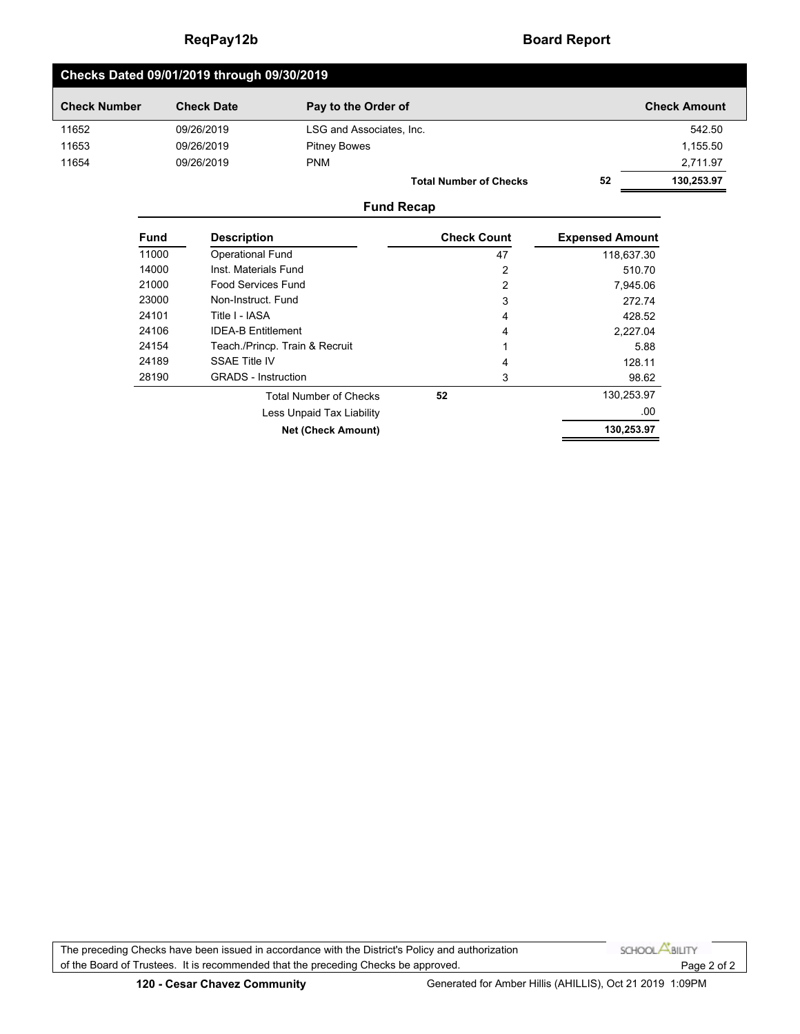## Checks Dated 09/01/2019 through 09/30/2019

| Check Number | Check Date | Pay to the Order of | | Check Amount |
|---|---|---|---|---|
| 11652 | 09/26/2019 | LSG and Associates, Inc. | | 542.50 |
| 11653 | 09/26/2019 | Pitney Bowes | | 1,155.50 |
| 11654 | 09/26/2019 | PNM | | 2,711.97 |
| | | **Total Number of Checks** | **52** | **130,253.97** |

### Fund Recap

| Fund | Description | Check Count | Expensed Amount |
|---|---|---|---|
| 11000 | Operational Fund | 47 | 118,637.30 |
| 14000 | Inst. Materials Fund | 2 | 510.70 |
| 21000 | Food Services Fund | 2 | 7,945.06 |
| 23000 | Non-Instruct. Fund | 3 | 272.74 |
| 24101 | Title I - IASA | 4 | 428.52 |
| 24106 | IDEA-B Entitlement | 4 | 2,227.04 |
| 24154 | Teach./Princp. Train & Recruit | 1 | 5.88 |
| 24189 | SSAE Title IV | 4 | 128.11 |
| 28190 | GRADS - Instruction | 3 | 98.62 |
| | Total Number of Checks | **52** | 130,253.97 |
| | Less Unpaid Tax Liability | | .00 |
| | **Net (Check Amount)** | | **130,253.97** |

The preceding Checks have been issued in accordance with the District's Policy and authorization of the Board of Trustees. It is recommended that the preceding Checks be approved.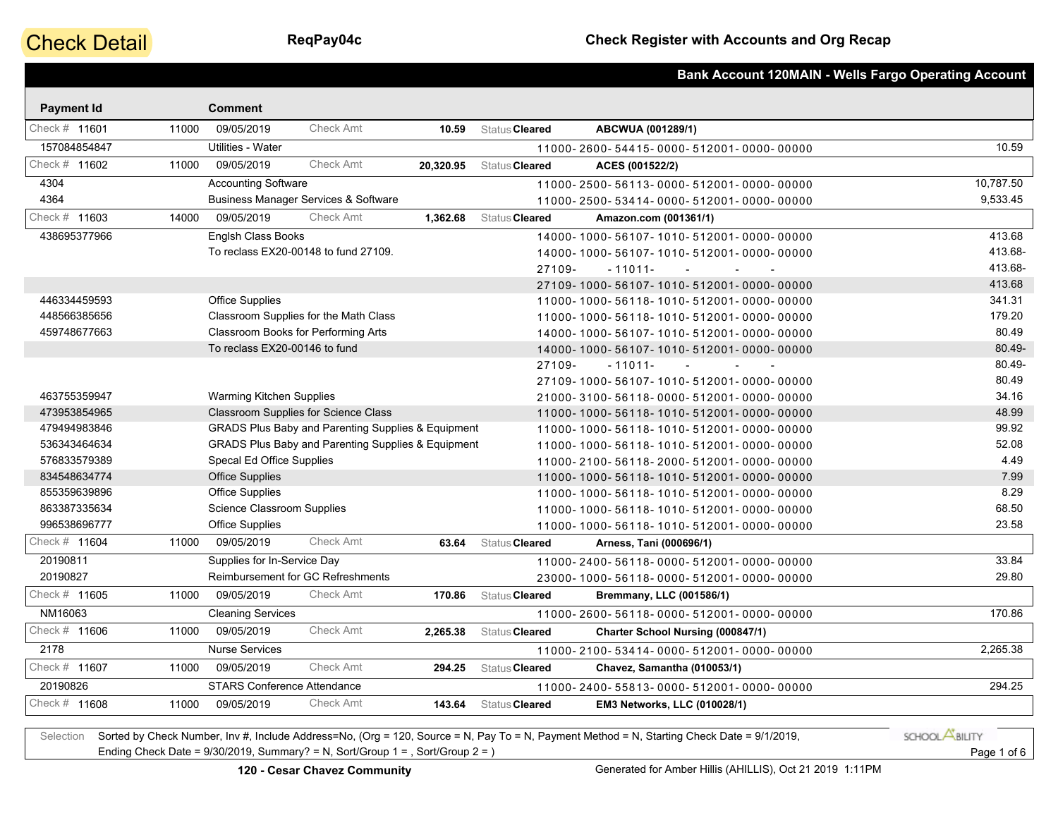# Check Detail

**ReqPay04c** — **Check Register with Accounts and Org Recap**

**Bank Account 120MAIN - Wells Fargo Operating Account**

| Payment Id | | Comment | | | | Account | Amount |
|---|---|---|---|---|---|---|---|
| Check # 11601 | 11000 | 09/05/2019 | Check Amt **10.59** | Status **Cleared** | **ABCWUA (001289/1)** | | |
| 157084854847 | | Utilities - Water | | | | 11000-2600-54415-0000-512001-0000-00000 | 10.59 |
| Check # 11602 | 11000 | 09/05/2019 | Check Amt **20,320.95** | Status **Cleared** | **ACES (001522/2)** | | |
| 4304 | | Accounting Software | | | | 11000-2500-56113-0000-512001-0000-00000 | 10,787.50 |
| 4364 | | Business Manager Services & Software | | | | 11000-2500-53414-0000-512001-0000-00000 | 9,533.45 |
| Check # 11603 | 14000 | 09/05/2019 | Check Amt **1,362.68** | Status **Cleared** | **Amazon.com (001361/1)** | | |
| 438695377966 | | Englsh Class Books | | | | 14000-1000-56107-1010-512001-0000-00000 | 413.68 |
| | | To reclass EX20-00148 to fund 27109. | | | | 14000-1000-56107-1010-512001-0000-00000 | 413.68- |
| | | | | | | 27109- -11011- - - - | 413.68- |
| | | | | | | 27109-1000-56107-1010-512001-0000-00000 | 413.68 |
| 446334459593 | | Office Supplies | | | | 11000-1000-56118-1010-512001-0000-00000 | 341.31 |
| 448566385656 | | Classroom Supplies for the Math Class | | | | 11000-1000-56118-1010-512001-0000-00000 | 179.20 |
| 459748677663 | | Classroom Books for Performing Arts | | | | 14000-1000-56107-1010-512001-0000-00000 | 80.49 |
| | | To reclass EX20-00146 to fund | | | | 14000-1000-56107-1010-512001-0000-00000 | 80.49- |
| | | | | | | 27109- -11011- - - - | 80.49- |
| | | | | | | 27109-1000-56107-1010-512001-0000-00000 | 80.49 |
| 463755359947 | | Warming Kitchen Supplies | | | | 21000-3100-56118-0000-512001-0000-00000 | 34.16 |
| 473953854965 | | Classroom Supplies for Science Class | | | | 11000-1000-56118-1010-512001-0000-00000 | 48.99 |
| 479494983846 | | GRADS Plus Baby and Parenting Supplies & Equipment | | | | 11000-1000-56118-1010-512001-0000-00000 | 99.92 |
| 536343464634 | | GRADS Plus Baby and Parenting Supplies & Equipment | | | | 11000-1000-56118-1010-512001-0000-00000 | 52.08 |
| 576833579389 | | Specal Ed Office Supplies | | | | 11000-2100-56118-2000-512001-0000-00000 | 4.49 |
| 834548634774 | | Office Supplies | | | | 11000-1000-56118-1010-512001-0000-00000 | 7.99 |
| 855359639896 | | Office Supplies | | | | 11000-1000-56118-1010-512001-0000-00000 | 8.29 |
| 863387335634 | | Science Classroom Supplies | | | | 11000-1000-56118-1010-512001-0000-00000 | 68.50 |
| 996538696777 | | Office Supplies | | | | 11000-1000-56118-1010-512001-0000-00000 | 23.58 |
| Check # 11604 | 11000 | 09/05/2019 | Check Amt **63.64** | Status **Cleared** | **Arness, Tani (000696/1)** | | |
| 20190811 | | Supplies for In-Service Day | | | | 11000-2400-56118-0000-512001-0000-00000 | 33.84 |
| 20190827 | | Reimbursement for GC Refreshments | | | | 23000-1000-56118-0000-512001-0000-00000 | 29.80 |
| Check # 11605 | 11000 | 09/05/2019 | Check Amt **170.86** | Status **Cleared** | **Bremmany, LLC (001586/1)** | | |
| NM16063 | | Cleaning Services | | | | 11000-2600-56118-0000-512001-0000-00000 | 170.86 |
| Check # 11606 | 11000 | 09/05/2019 | Check Amt **2,265.38** | Status **Cleared** | **Charter School Nursing (000847/1)** | | |
| 2178 | | Nurse Services | | | | 11000-2100-53414-0000-512001-0000-00000 | 2,265.38 |
| Check # 11607 | 11000 | 09/05/2019 | Check Amt **294.25** | Status **Cleared** | **Chavez, Samantha (010053/1)** | | |
| 20190826 | | STARS Conference Attendance | | | | 11000-2400-55813-0000-512001-0000-00000 | 294.25 |
| Check # 11608 | 11000 | 09/05/2019 | Check Amt **143.64** | Status **Cleared** | **EM3 Networks, LLC (010028/1)** | | |

Selection: Sorted by Check Number, Inv #, Include Address=No, (Org = 120, Source = N, Pay To = N, Payment Method = N, Starting Check Date = 9/1/2019, Ending Check Date = 9/30/2019, Summary? = N, Sort/Group 1 = , Sort/Group 2 = )

**120 - Cesar Chavez Community** — Generated for Amber Hillis (AHILLIS), Oct 21 2019 1:11PM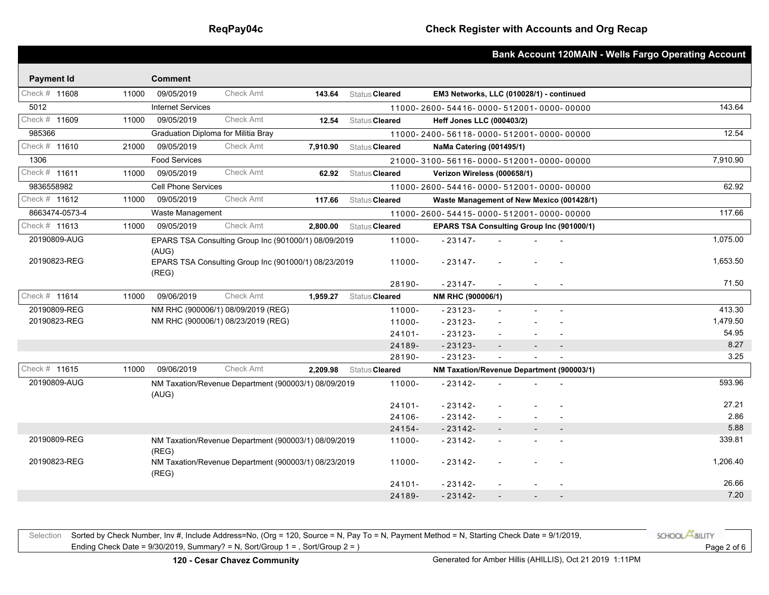## Check Register with Accounts and Org Recap

### Bank Account 120MAIN - Wells Fargo Operating Account

| Payment Id | | Comment | | | | | |
|---|---|---|---|---|---|---|---|
| Check # 11608 | 11000 | 09/05/2019 | Check Amt | 143.64 | Status Cleared | EM3 Networks, LLC (010028/1) - continued | |
| 5012 | | Internet Services | | | | 11000- 2600- 54416- 0000- 512001- 0000- 00000 | 143.64 |
| Check # 11609 | 11000 | 09/05/2019 | Check Amt | 12.54 | Status Cleared | Heff Jones LLC (000403/2) | |
| 985366 | | Graduation Diploma for Militia Bray | | | | 11000- 2400- 56118- 0000- 512001- 0000- 00000 | 12.54 |
| Check # 11610 | 21000 | 09/05/2019 | Check Amt | 7,910.90 | Status Cleared | NaMa Catering (001495/1) | |
| 1306 | | Food Services | | | | 21000- 3100- 56116- 0000- 512001- 0000- 00000 | 7,910.90 |
| Check # 11611 | 11000 | 09/05/2019 | Check Amt | 62.92 | Status Cleared | Verizon Wireless (000658/1) | |
| 9836558982 | | Cell Phone Services | | | | 11000- 2600- 54416- 0000- 512001- 0000- 00000 | 62.92 |
| Check # 11612 | 11000 | 09/05/2019 | Check Amt | 117.66 | Status Cleared | Waste Management of New Mexico (001428/1) | |
| 8663474-0573-4 | | Waste Management | | | | 11000- 2600- 54415- 0000- 512001- 0000- 00000 | 117.66 |
| Check # 11613 | 11000 | 09/05/2019 | Check Amt | 2,800.00 | Status Cleared | EPARS TSA Consulting Group Inc (901000/1) | |
| 20190809-AUG | | EPARS TSA Consulting Group Inc (901000/1) 08/09/2019 (AUG) | | | 11000- | - 23147- - - - | 1,075.00 |
| 20190823-REG | | EPARS TSA Consulting Group Inc (901000/1) 08/23/2019 (REG) | | | 11000- | - 23147- - - - | 1,653.50 |
| | | | | | 28190- | - 23147- - - - | 71.50 |
| Check # 11614 | 11000 | 09/06/2019 | Check Amt | 1,959.27 | Status Cleared | NM RHC (900006/1) | |
| 20190809-REG | | NM RHC (900006/1) 08/09/2019 (REG) | | | 11000- | - 23123- - - - | 413.30 |
| 20190823-REG | | NM RHC (900006/1) 08/23/2019 (REG) | | | 11000- | - 23123- - - - | 1,479.50 |
| | | | | | 24101- | - 23123- - - - | 54.95 |
| | | | | | 24189- | - 23123- - - - | 8.27 |
| | | | | | 28190- | - 23123- - - - | 3.25 |
| Check # 11615 | 11000 | 09/06/2019 | Check Amt | 2,209.98 | Status Cleared | NM Taxation/Revenue Department (900003/1) | |
| 20190809-AUG | | NM Taxation/Revenue Department (900003/1) 08/09/2019 (AUG) | | | 11000- | - 23142- - - - | 593.96 |
| | | | | | 24101- | - 23142- - - - | 27.21 |
| | | | | | 24106- | - 23142- - - - | 2.86 |
| | | | | | 24154- | - 23142- - - - | 5.88 |
| 20190809-REG | | NM Taxation/Revenue Department (900003/1) 08/09/2019 (REG) | | | 11000- | - 23142- - - - | 339.81 |
| 20190823-REG | | NM Taxation/Revenue Department (900003/1) 08/23/2019 (REG) | | | 11000- | - 23142- - - - | 1,206.40 |
| | | | | | 24101- | - 23142- - - - | 26.66 |
| | | | | | 24189- | - 23142- - - - | 7.20 |

Selection: Sorted by Check Number, Inv #, Include Address=No, (Org = 120, Source = N, Pay To = N, Payment Method = N, Starting Check Date = 9/1/2019, Ending Check Date = 9/30/2019, Summary? = N, Sort/Group 1 = , Sort/Group 2 = )

120 - Cesar Chavez Community

Generated for Amber Hillis (AHILLIS), Oct 21 2019 1:11PM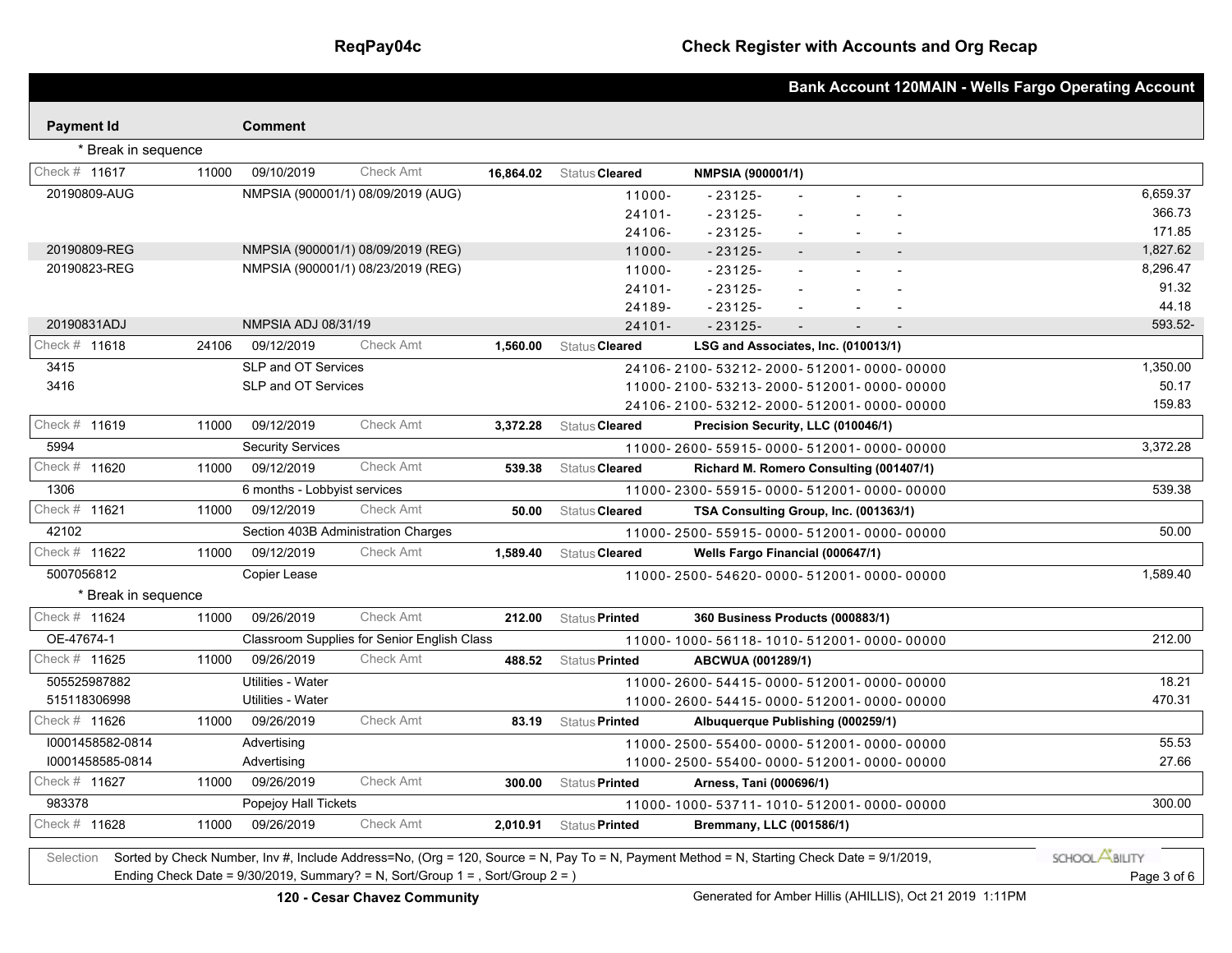# Check Register with Accounts and Org Recap

ReqPay04c

## Bank Account 120MAIN - Wells Fargo Operating Account

| Payment Id | | Comment | | | | | |
|---|---|---|---|---|---|---|---|
| * Break in sequence | | | | | | | |
| Check # 11617 | 11000 | 09/10/2019 | Check Amt | 16,864.02 | Status Cleared | NMPSIA (900001/1) | |
| 20190809-AUG | | NMPSIA (900001/1) 08/09/2019 (AUG) | | | | 11000- -23125- - - - | 6,659.37 |
| | | | | | | 24101- -23125- - - - | 366.73 |
| | | | | | | 24106- -23125- - - - | 171.85 |
| 20190809-REG | | NMPSIA (900001/1) 08/09/2019 (REG) | | | | 11000- -23125- - - - | 1,827.62 |
| 20190823-REG | | NMPSIA (900001/1) 08/23/2019 (REG) | | | | 11000- -23125- - - - | 8,296.47 |
| | | | | | | 24101- -23125- - - - | 91.32 |
| | | | | | | 24189- -23125- - - - | 44.18 |
| 20190831ADJ | | NMPSIA ADJ 08/31/19 | | | | 24101- -23125- - - - | 593.52- |
| Check # 11618 | 24106 | 09/12/2019 | Check Amt | 1,560.00 | Status Cleared | LSG and Associates, Inc. (010013/1) | |
| 3415 | | SLP and OT Services | | | | 24106-2100-53212-2000-512001-0000-00000 | 1,350.00 |
| 3416 | | SLP and OT Services | | | | 11000-2100-53213-2000-512001-0000-00000 | 50.17 |
| | | | | | | 24106-2100-53212-2000-512001-0000-00000 | 159.83 |
| Check # 11619 | 11000 | 09/12/2019 | Check Amt | 3,372.28 | Status Cleared | Precision Security, LLC (010046/1) | |
| 5994 | | Security Services | | | | 11000-2600-55915-0000-512001-0000-00000 | 3,372.28 |
| Check # 11620 | 11000 | 09/12/2019 | Check Amt | 539.38 | Status Cleared | Richard M. Romero Consulting (001407/1) | |
| 1306 | | 6 months - Lobbyist services | | | | 11000-2300-55915-0000-512001-0000-00000 | 539.38 |
| Check # 11621 | 11000 | 09/12/2019 | Check Amt | 50.00 | Status Cleared | TSA Consulting Group, Inc. (001363/1) | |
| 42102 | | Section 403B Administration Charges | | | | 11000-2500-55915-0000-512001-0000-00000 | 50.00 |
| Check # 11622 | 11000 | 09/12/2019 | Check Amt | 1,589.40 | Status Cleared | Wells Fargo Financial (000647/1) | |
| 5007056812 | | Copier Lease | | | | 11000-2500-54620-0000-512001-0000-00000 | 1,589.40 |
| * Break in sequence | | | | | | | |
| Check # 11624 | 11000 | 09/26/2019 | Check Amt | 212.00 | Status Printed | 360 Business Products (000883/1) | |
| OE-47674-1 | | Classroom Supplies for Senior English Class | | | | 11000-1000-56118-1010-512001-0000-00000 | 212.00 |
| Check # 11625 | 11000 | 09/26/2019 | Check Amt | 488.52 | Status Printed | ABCWUA (001289/1) | |
| 505525987882 | | Utilities - Water | | | | 11000-2600-54415-0000-512001-0000-00000 | 18.21 |
| 515118306998 | | Utilities - Water | | | | 11000-2600-54415-0000-512001-0000-00000 | 470.31 |
| Check # 11626 | 11000 | 09/26/2019 | Check Amt | 83.19 | Status Printed | Albuquerque Publishing (000259/1) | |
| I0001458582-0814 | | Advertising | | | | 11000-2500-55400-0000-512001-0000-00000 | 55.53 |
| I0001458585-0814 | | Advertising | | | | 11000-2500-55400-0000-512001-0000-00000 | 27.66 |
| Check # 11627 | 11000 | 09/26/2019 | Check Amt | 300.00 | Status Printed | Arness, Tani (000696/1) | |
| 983378 | | Popejoy Hall Tickets | | | | 11000-1000-53711-1010-512001-0000-00000 | 300.00 |
| Check # 11628 | 11000 | 09/26/2019 | Check Amt | 2,010.91 | Status Printed | Bremmany, LLC (001586/1) | |

Selection: Sorted by Check Number, Inv #, Include Address=No, (Org = 120, Source = N, Pay To = N, Payment Method = N, Starting Check Date = 9/1/2019, Ending Check Date = 9/30/2019, Summary? = N, Sort/Group 1 = , Sort/Group 2 = )

120 - Cesar Chavez Community

Generated for Amber Hillis (AHILLIS), Oct 21 2019 1:11PM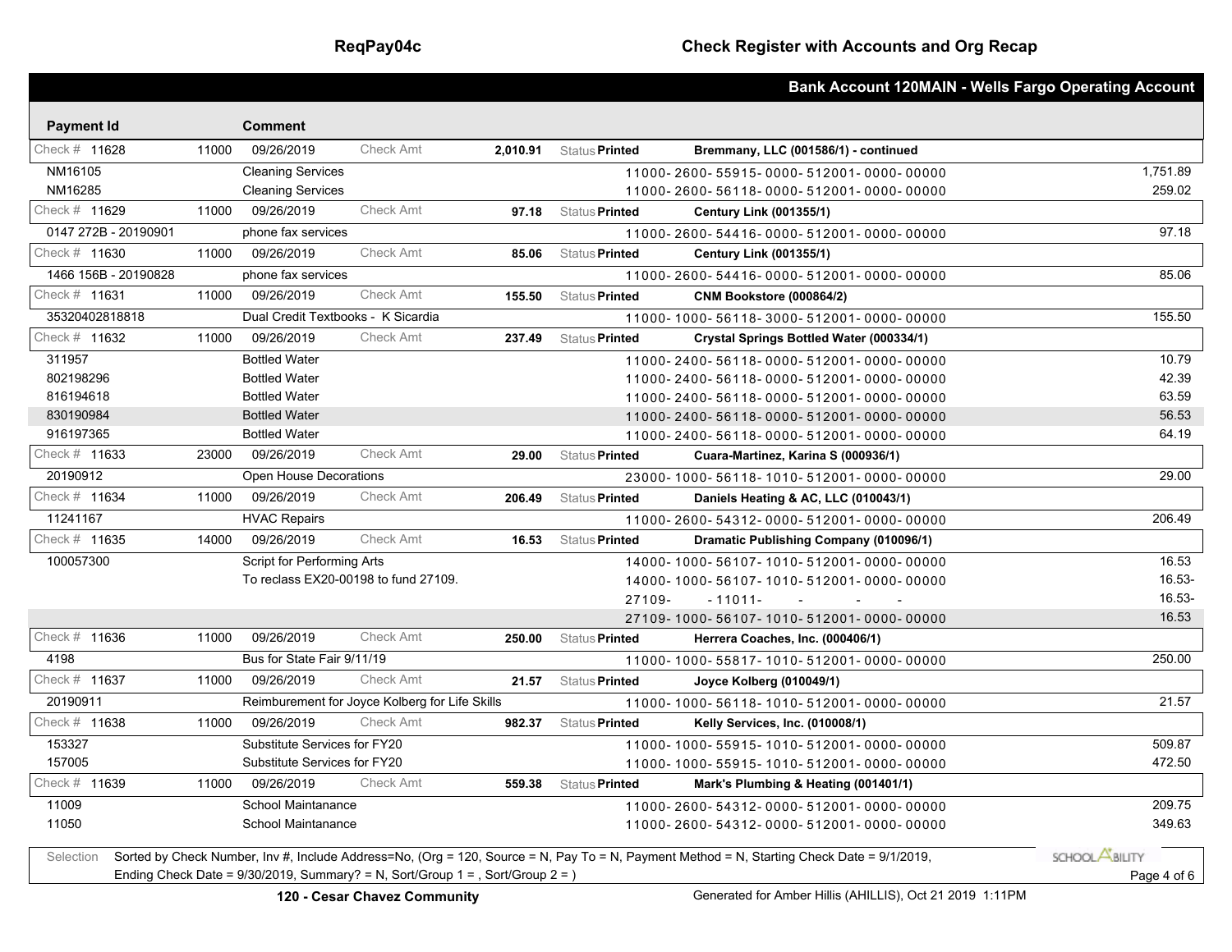## Check Register with Accounts and Org Recap

### Bank Account 120MAIN - Wells Fargo Operating Account

| Payment Id | | Comment | | | | | | |
|---|---|---|---|---|---|---|---|---|
| Check # 11628 | 11000 | 09/26/2019 | Check Amt | 2,010.91 | Status Printed | Bremmany, LLC (001586/1) - continued | | |
| NM16105 | | Cleaning Services | | | | 11000-2600-55915-0000-512001-0000-00000 | | 1,751.89 |
| NM16285 | | Cleaning Services | | | | 11000-2600-56118-0000-512001-0000-00000 | | 259.02 |
| Check # 11629 | 11000 | 09/26/2019 | Check Amt | 97.18 | Status Printed | Century Link (001355/1) | | |
| 0147 272B - 20190901 | | phone fax services | | | | 11000-2600-54416-0000-512001-0000-00000 | | 97.18 |
| Check # 11630 | 11000 | 09/26/2019 | Check Amt | 85.06 | Status Printed | Century Link (001355/1) | | |
| 1466 156B - 20190828 | | phone fax services | | | | 11000-2600-54416-0000-512001-0000-00000 | | 85.06 |
| Check # 11631 | 11000 | 09/26/2019 | Check Amt | 155.50 | Status Printed | CNM Bookstore (000864/2) | | |
| 35320402818818 | | Dual Credit Textbooks - K Sicardia | | | | 11000-1000-56118-3000-512001-0000-00000 | | 155.50 |
| Check # 11632 | 11000 | 09/26/2019 | Check Amt | 237.49 | Status Printed | Crystal Springs Bottled Water (000334/1) | | |
| 311957 | | Bottled Water | | | | 11000-2400-56118-0000-512001-0000-00000 | | 10.79 |
| 802198296 | | Bottled Water | | | | 11000-2400-56118-0000-512001-0000-00000 | | 42.39 |
| 816194618 | | Bottled Water | | | | 11000-2400-56118-0000-512001-0000-00000 | | 63.59 |
| 830190984 | | Bottled Water | | | | 11000-2400-56118-0000-512001-0000-00000 | | 56.53 |
| 916197365 | | Bottled Water | | | | 11000-2400-56118-0000-512001-0000-00000 | | 64.19 |
| Check # 11633 | 23000 | 09/26/2019 | Check Amt | 29.00 | Status Printed | Cuara-Martinez, Karina S (000936/1) | | |
| 20190912 | | Open House Decorations | | | | 23000-1000-56118-1010-512001-0000-00000 | | 29.00 |
| Check # 11634 | 11000 | 09/26/2019 | Check Amt | 206.49 | Status Printed | Daniels Heating & AC, LLC (010043/1) | | |
| 11241167 | | HVAC Repairs | | | | 11000-2600-54312-0000-512001-0000-00000 | | 206.49 |
| Check # 11635 | 14000 | 09/26/2019 | Check Amt | 16.53 | Status Printed | Dramatic Publishing Company (010096/1) | | |
| 100057300 | | Script for Performing Arts | | | | 14000-1000-56107-1010-512001-0000-00000 | | 16.53 |
| | | To reclass EX20-00198 to fund 27109. | | | | 14000-1000-56107-1010-512001-0000-00000 | | 16.53- |
| | | | | | | 27109- -11011- - - - | | 16.53- |
| | | | | | | 27109-1000-56107-1010-512001-0000-00000 | | 16.53 |
| Check # 11636 | 11000 | 09/26/2019 | Check Amt | 250.00 | Status Printed | Herrera Coaches, Inc. (000406/1) | | |
| 4198 | | Bus for State Fair 9/11/19 | | | | 11000-1000-55817-1010-512001-0000-00000 | | 250.00 |
| Check # 11637 | 11000 | 09/26/2019 | Check Amt | 21.57 | Status Printed | Joyce Kolberg (010049/1) | | |
| 20190911 | | Reimburement for Joyce Kolberg for Life Skills | | | | 11000-1000-56118-1010-512001-0000-00000 | | 21.57 |
| Check # 11638 | 11000 | 09/26/2019 | Check Amt | 982.37 | Status Printed | Kelly Services, Inc. (010008/1) | | |
| 153327 | | Substitute Services for FY20 | | | | 11000-1000-55915-1010-512001-0000-00000 | | 509.87 |
| 157005 | | Substitute Services for FY20 | | | | 11000-1000-55915-1010-512001-0000-00000 | | 472.50 |
| Check # 11639 | 11000 | 09/26/2019 | Check Amt | 559.38 | Status Printed | Mark's Plumbing & Heating (001401/1) | | |
| 11009 | | School Maintanance | | | | 11000-2600-54312-0000-512001-0000-00000 | | 209.75 |
| 11050 | | School Maintanance | | | | 11000-2600-54312-0000-512001-0000-00000 | | 349.63 |

Selection: Sorted by Check Number, Inv #, Include Address=No, (Org = 120, Source = N, Pay To = N, Payment Method = N, Starting Check Date = 9/1/2019, Ending Check Date = 9/30/2019, Summary? = N, Sort/Group 1 = , Sort/Group 2 = )

120 - Cesar Chavez Community

Generated for Amber Hillis (AHILLIS), Oct 21 2019 1:11PM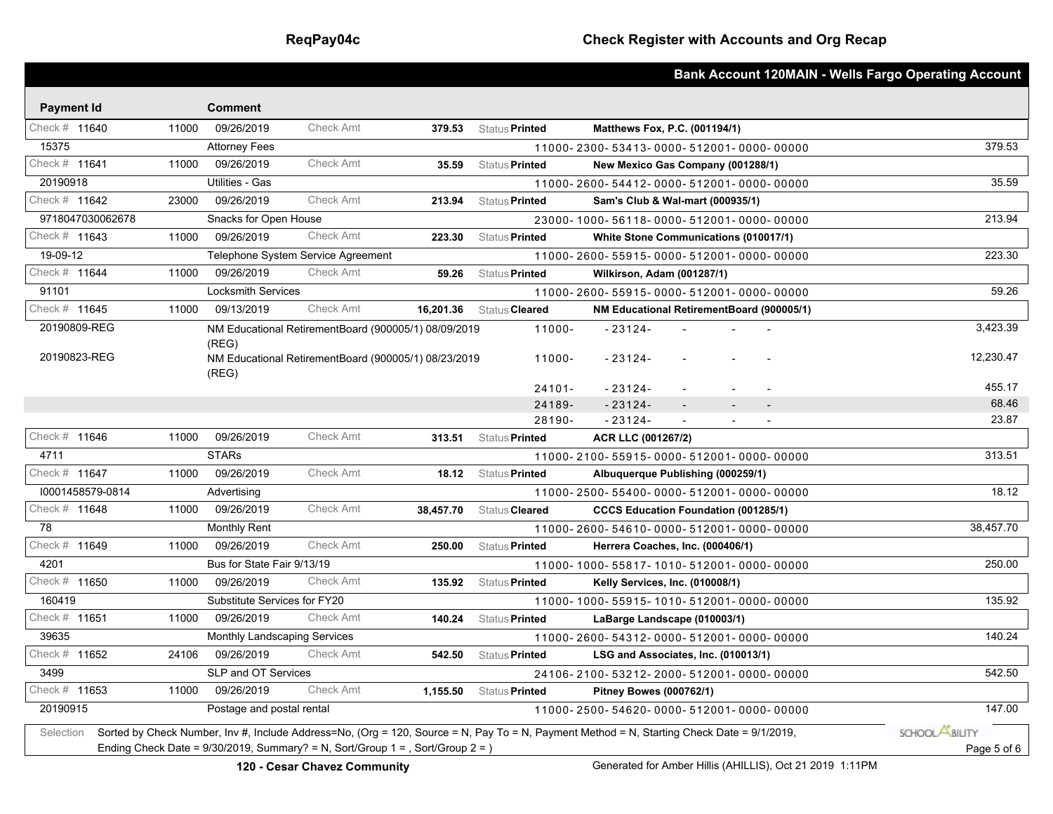## Bank Account 120MAIN - Wells Fargo Operating Account

| Payment Id | | Comment | | | | | | |
|---|---|---|---|---|---|---|---|---|
| Check # 11640 | 11000 | 09/26/2019 | Check Amt | 379.53 | Status Printed | Matthews Fox, P.C. (001194/1) | | |
| 15375 | | Attorney Fees | | | | 11000- 2300- 53413- 0000- 512001- 0000- 00000 | | 379.53 |
| Check # 11641 | 11000 | 09/26/2019 | Check Amt | 35.59 | Status Printed | New Mexico Gas Company (001288/1) | | |
| 20190918 | | Utilities - Gas | | | | 11000- 2600- 54412- 0000- 512001- 0000- 00000 | | 35.59 |
| Check # 11642 | 23000 | 09/26/2019 | Check Amt | 213.94 | Status Printed | Sam's Club & Wal-mart (000935/1) | | |
| 9718047030062678 | | Snacks for Open House | | | | 23000- 1000- 56118- 0000- 512001- 0000- 00000 | | 213.94 |
| Check # 11643 | 11000 | 09/26/2019 | Check Amt | 223.30 | Status Printed | White Stone Communications (010017/1) | | |
| 19-09-12 | | Telephone System Service Agreement | | | | 11000- 2600- 55915- 0000- 512001- 0000- 00000 | | 223.30 |
| Check # 11644 | 11000 | 09/26/2019 | Check Amt | 59.26 | Status Printed | Wilkirson, Adam (001287/1) | | |
| 91101 | | Locksmith Services | | | | 11000- 2600- 55915- 0000- 512001- 0000- 00000 | | 59.26 |
| Check # 11645 | 11000 | 09/13/2019 | Check Amt | 16,201.36 | Status Cleared | NM Educational RetirementBoard (900005/1) | | |
| 20190809-REG | | NM Educational RetirementBoard (900005/1) 08/09/2019 (REG) | | | 11000- | - 23124- - - - | | 3,423.39 |
| 20190823-REG | | NM Educational RetirementBoard (900005/1) 08/23/2019 (REG) | | | 11000- | - 23124- - - - | | 12,230.47 |
| | | | | | 24101- | - 23124- - - - | | 455.17 |
| | | | | | 24189- | - 23124- - - - | | 68.46 |
| | | | | | 28190- | - 23124- - - - | | 23.87 |
| Check # 11646 | 11000 | 09/26/2019 | Check Amt | 313.51 | Status Printed | ACR LLC (001267/2) | | |
| 4711 | | STARs | | | | 11000- 2100- 55915- 0000- 512001- 0000- 00000 | | 313.51 |
| Check # 11647 | 11000 | 09/26/2019 | Check Amt | 18.12 | Status Printed | Albuquerque Publishing (000259/1) | | |
| I0001458579-0814 | | Advertising | | | | 11000- 2500- 55400- 0000- 512001- 0000- 00000 | | 18.12 |
| Check # 11648 | 11000 | 09/26/2019 | Check Amt | 38,457.70 | Status Cleared | CCCS Education Foundation (001285/1) | | |
| 78 | | Monthly Rent | | | | 11000- 2600- 54610- 0000- 512001- 0000- 00000 | | 38,457.70 |
| Check # 11649 | 11000 | 09/26/2019 | Check Amt | 250.00 | Status Printed | Herrera Coaches, Inc. (000406/1) | | |
| 4201 | | Bus for State Fair 9/13/19 | | | | 11000- 1000- 55817- 1010- 512001- 0000- 00000 | | 250.00 |
| Check # 11650 | 11000 | 09/26/2019 | Check Amt | 135.92 | Status Printed | Kelly Services, Inc. (010008/1) | | |
| 160419 | | Substitute Services for FY20 | | | | 11000- 1000- 55915- 1010- 512001- 0000- 00000 | | 135.92 |
| Check # 11651 | 11000 | 09/26/2019 | Check Amt | 140.24 | Status Printed | LaBarge Landscape (010003/1) | | |
| 39635 | | Monthly Landscaping Services | | | | 11000- 2600- 54312- 0000- 512001- 0000- 00000 | | 140.24 |
| Check # 11652 | 24106 | 09/26/2019 | Check Amt | 542.50 | Status Printed | LSG and Associates, Inc. (010013/1) | | |
| 3499 | | SLP and OT Services | | | | 24106- 2100- 53212- 2000- 512001- 0000- 00000 | | 542.50 |
| Check # 11653 | 11000 | 09/26/2019 | Check Amt | 1,155.50 | Status Printed | Pitney Bowes (000762/1) | | |
| 20190915 | | Postage and postal rental | | | | 11000- 2500- 54620- 0000- 512001- 0000- 00000 | | 147.00 |

Selection: Sorted by Check Number, Inv #, Include Address=No, (Org = 120, Source = N, Pay To = N, Payment Method = N, Starting Check Date = 9/1/2019, Ending Check Date = 9/30/2019, Summary? = N, Sort/Group 1 = , Sort/Group 2 = )

120 - Cesar Chavez Community

Generated for Amber Hillis (AHILLIS), Oct 21 2019 1:11PM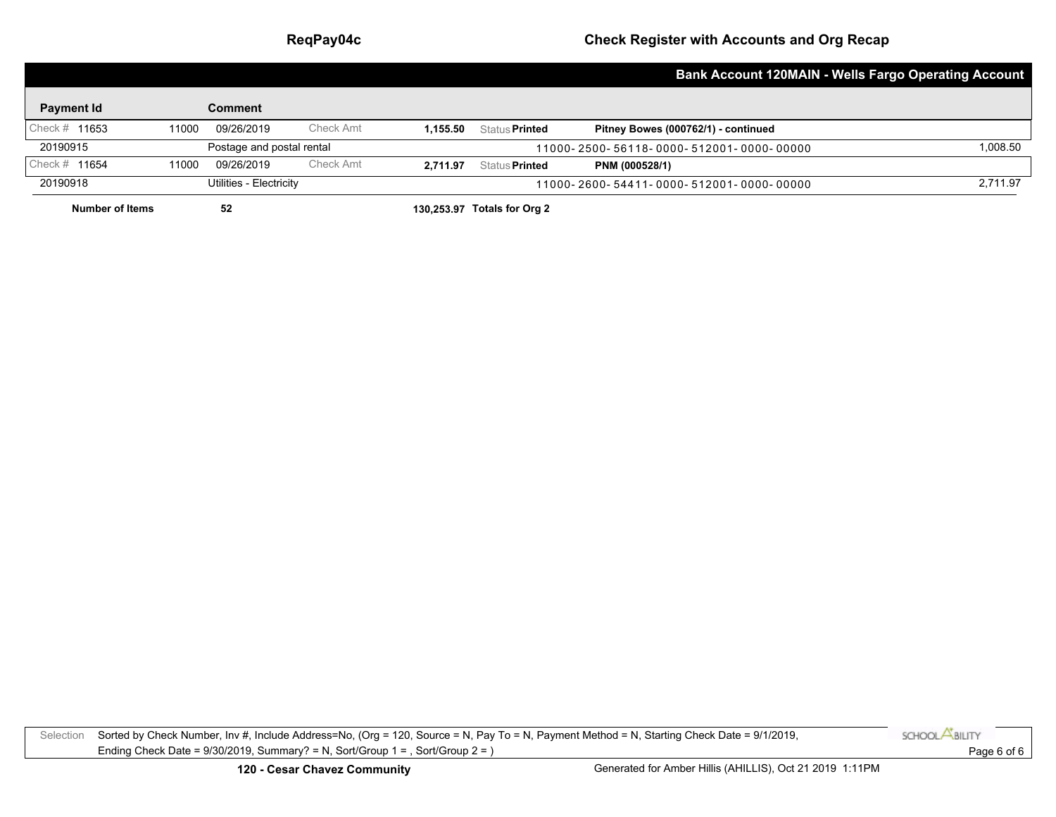**Bank Account 120MAIN - Wells Fargo Operating Account**

| Payment Id | | Comment | | | | | |
|---|---|---|---|---|---|---|---|
| Check # 11653 | 11000 | 09/26/2019 | Check Amt | 1,155.50 | Status **Printed** | **Pitney Bowes (000762/1) - continued** | |
| 20190915 | | Postage and postal rental | | | | 11000- 2500- 56118- 0000- 512001- 0000- 00000 | 1,008.50 |
| Check # 11654 | 11000 | 09/26/2019 | Check Amt | 2,711.97 | Status **Printed** | **PNM (000528/1)** | |
| 20190918 | | Utilities - Electricity | | | | 11000- 2600- 54411- 0000- 512001- 0000- 00000 | 2,711.97 |
| **Number of Items** | | **52** | | **130,253.97** | **Totals for Org 2** | | |

Selection Sorted by Check Number, Inv #, Include Address=No, (Org = 120, Source = N, Pay To = N, Payment Method = N, Starting Check Date = 9/1/2019, Ending Check Date = 9/30/2019, Summary? = N, Sort/Group 1 = , Sort/Group 2 = )

**120 - Cesar Chavez Community**

Generated for Amber Hillis (AHILLIS), Oct 21 2019 1:11PM